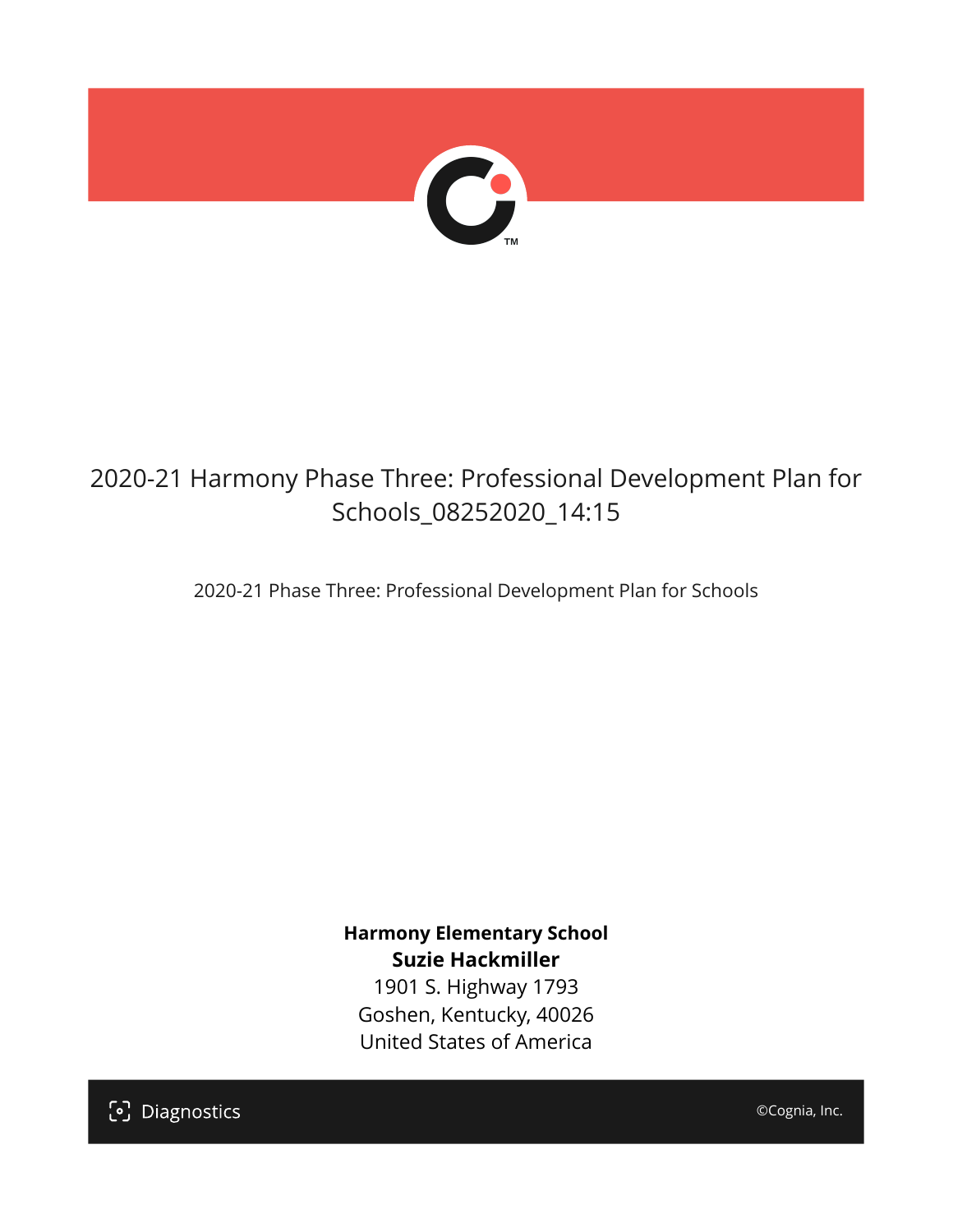# 2020-21 Harmony Phase Three: Professional Development Plan for Schools_08252020_14:15

2020-21 Phase Three: Professional Development Plan for Schools

**Harmony Elementary School**
**Suzie Hackmiller**
1901 S. Highway 1793
Goshen, Kentucky, 40026
United States of America

Diagnostics

©Cognia, Inc.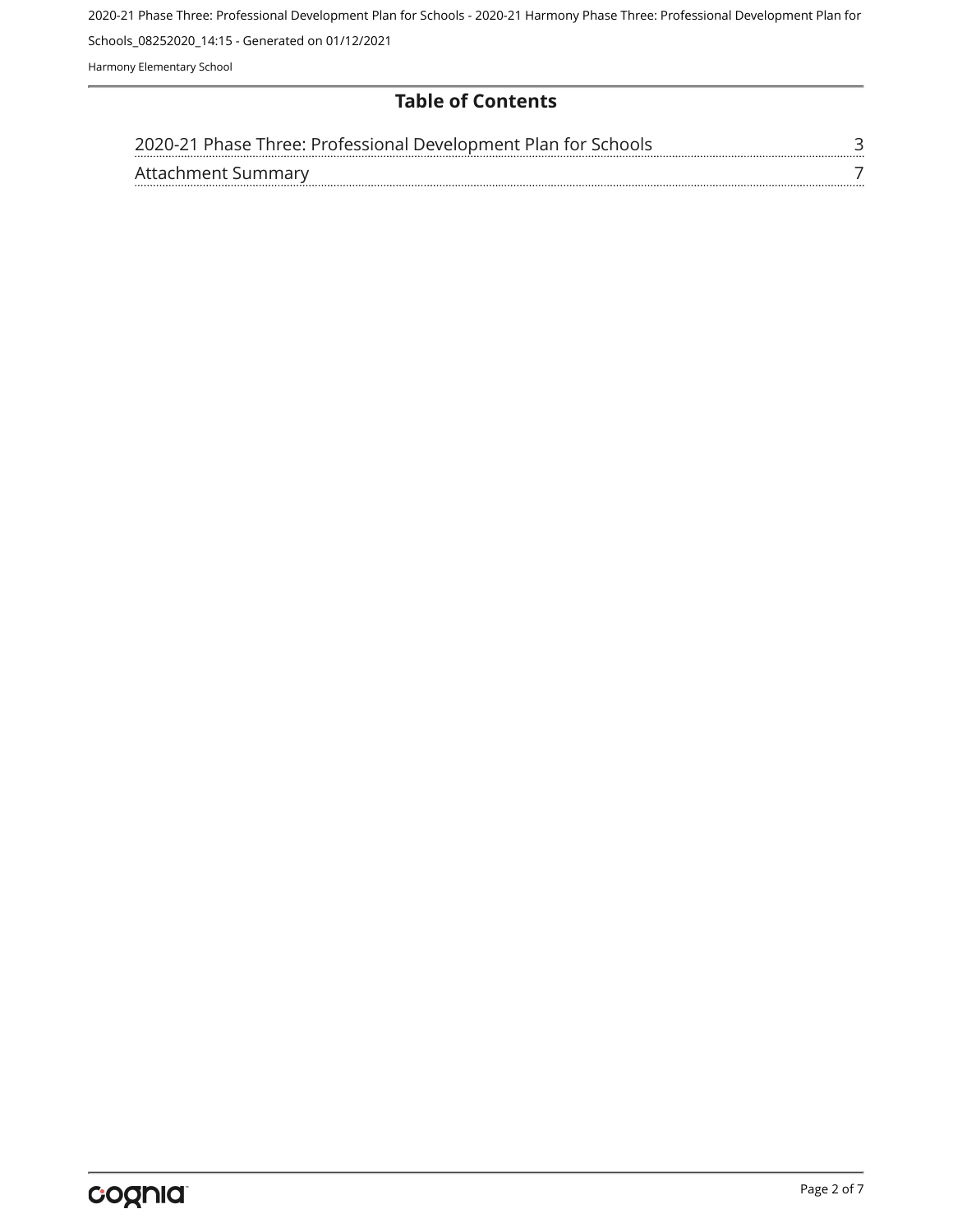# Table of Contents

| | |
|---|---|
| 2020-21 Phase Three: Professional Development Plan for Schools | 3 |
| Attachment Summary | 7 |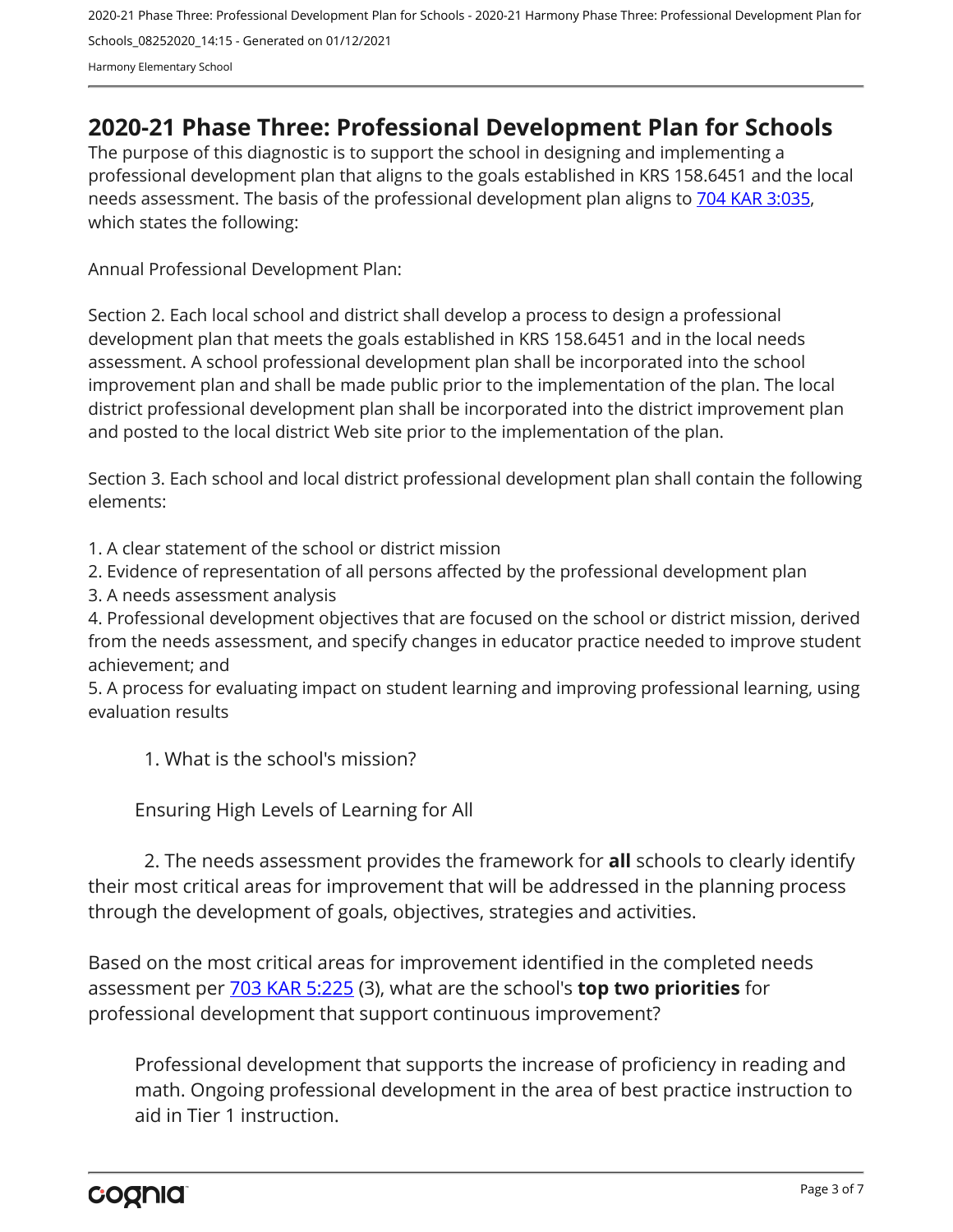# 2020-21 Phase Three: Professional Development Plan for Schools

The purpose of this diagnostic is to support the school in designing and implementing a professional development plan that aligns to the goals established in KRS 158.6451 and the local needs assessment. The basis of the professional development plan aligns to [704 KAR 3:035](https://apps.legislature.ky.gov/law/kar/704/003/035.pdf), which states the following:

Annual Professional Development Plan:

Section 2. Each local school and district shall develop a process to design a professional development plan that meets the goals established in KRS 158.6451 and in the local needs assessment. A school professional development plan shall be incorporated into the school improvement plan and shall be made public prior to the implementation of the plan. The local district professional development plan shall be incorporated into the district improvement plan and posted to the local district Web site prior to the implementation of the plan.

Section 3. Each school and local district professional development plan shall contain the following elements:

1. A clear statement of the school or district mission
2. Evidence of representation of all persons affected by the professional development plan
3. A needs assessment analysis
4. Professional development objectives that are focused on the school or district mission, derived from the needs assessment, and specify changes in educator practice needed to improve student achievement; and
5. A process for evaluating impact on student learning and improving professional learning, using evaluation results

1. What is the school's mission?

Ensuring High Levels of Learning for All

2. The needs assessment provides the framework for **all** schools to clearly identify their most critical areas for improvement that will be addressed in the planning process through the development of goals, objectives, strategies and activities.

Based on the most critical areas for improvement identified in the completed needs assessment per [703 KAR 5:225](https://apps.legislature.ky.gov/law/kar/703/005/225.pdf) (3), what are the school's **top two priorities** for professional development that support continuous improvement?

Professional development that supports the increase of proficiency in reading and math. Ongoing professional development in the area of best practice instruction to aid in Tier 1 instruction.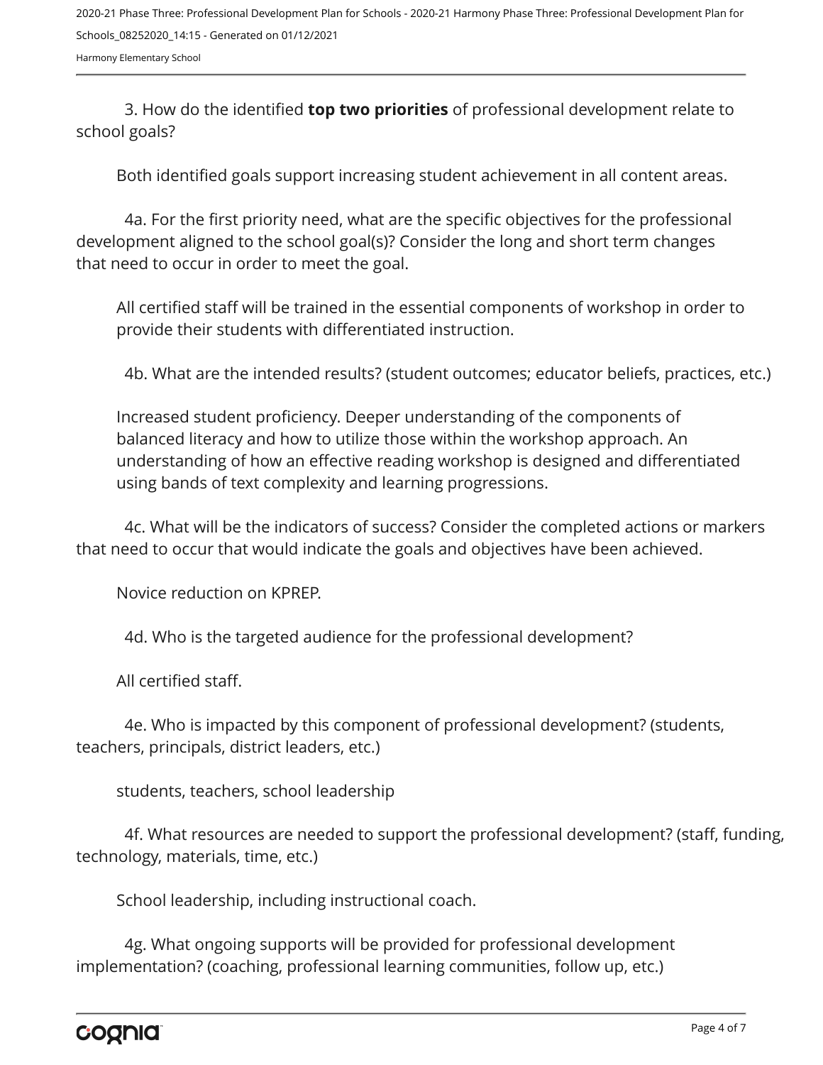3. How do the identified **top two priorities** of professional development relate to school goals?

Both identified goals support increasing student achievement in all content areas.

4a. For the first priority need, what are the specific objectives for the professional development aligned to the school goal(s)? Consider the long and short term changes that need to occur in order to meet the goal.

All certified staff will be trained in the essential components of workshop in order to provide their students with differentiated instruction.

4b. What are the intended results? (student outcomes; educator beliefs, practices, etc.)

Increased student proficiency. Deeper understanding of the components of balanced literacy and how to utilize those within the workshop approach. An understanding of how an effective reading workshop is designed and differentiated using bands of text complexity and learning progressions.

4c. What will be the indicators of success? Consider the completed actions or markers that need to occur that would indicate the goals and objectives have been achieved.

Novice reduction on KPREP.

4d. Who is the targeted audience for the professional development?

All certified staff.

4e. Who is impacted by this component of professional development? (students, teachers, principals, district leaders, etc.)

students, teachers, school leadership

4f. What resources are needed to support the professional development? (staff, funding, technology, materials, time, etc.)

School leadership, including instructional coach.

4g. What ongoing supports will be provided for professional development implementation? (coaching, professional learning communities, follow up, etc.)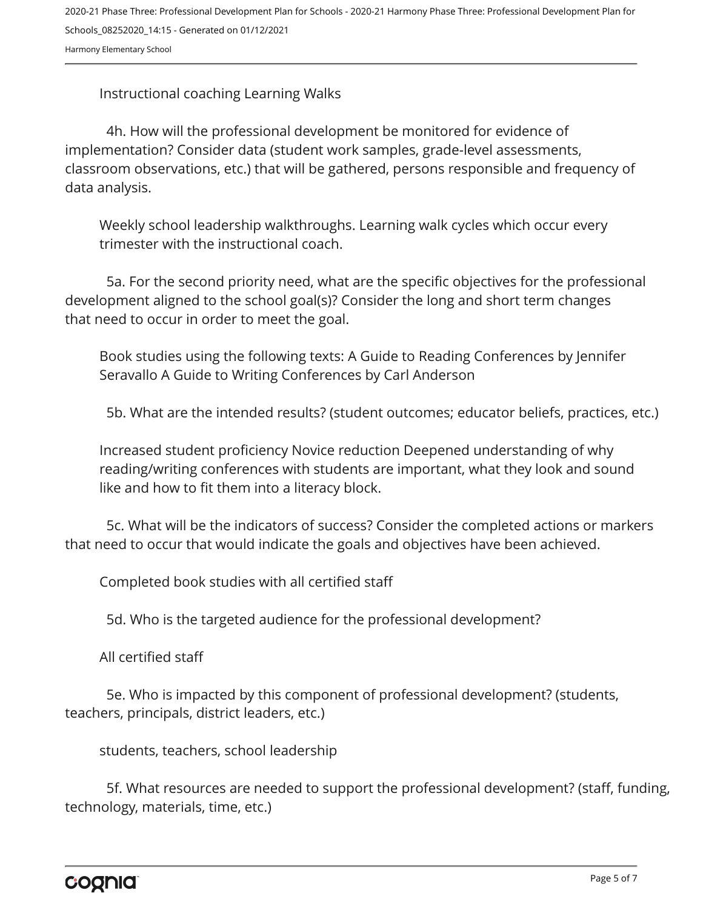Instructional coaching Learning Walks

4h. How will the professional development be monitored for evidence of implementation? Consider data (student work samples, grade-level assessments, classroom observations, etc.) that will be gathered, persons responsible and frequency of data analysis.

Weekly school leadership walkthroughs. Learning walk cycles which occur every trimester with the instructional coach.

5a. For the second priority need, what are the specific objectives for the professional development aligned to the school goal(s)? Consider the long and short term changes that need to occur in order to meet the goal.

Book studies using the following texts: A Guide to Reading Conferences by Jennifer Seravallo A Guide to Writing Conferences by Carl Anderson

5b. What are the intended results? (student outcomes; educator beliefs, practices, etc.)

Increased student proficiency Novice reduction Deepened understanding of why reading/writing conferences with students are important, what they look and sound like and how to fit them into a literacy block.

5c. What will be the indicators of success? Consider the completed actions or markers that need to occur that would indicate the goals and objectives have been achieved.

Completed book studies with all certified staff

5d. Who is the targeted audience for the professional development?

All certified staff

5e. Who is impacted by this component of professional development? (students, teachers, principals, district leaders, etc.)

students, teachers, school leadership

5f. What resources are needed to support the professional development? (staff, funding, technology, materials, time, etc.)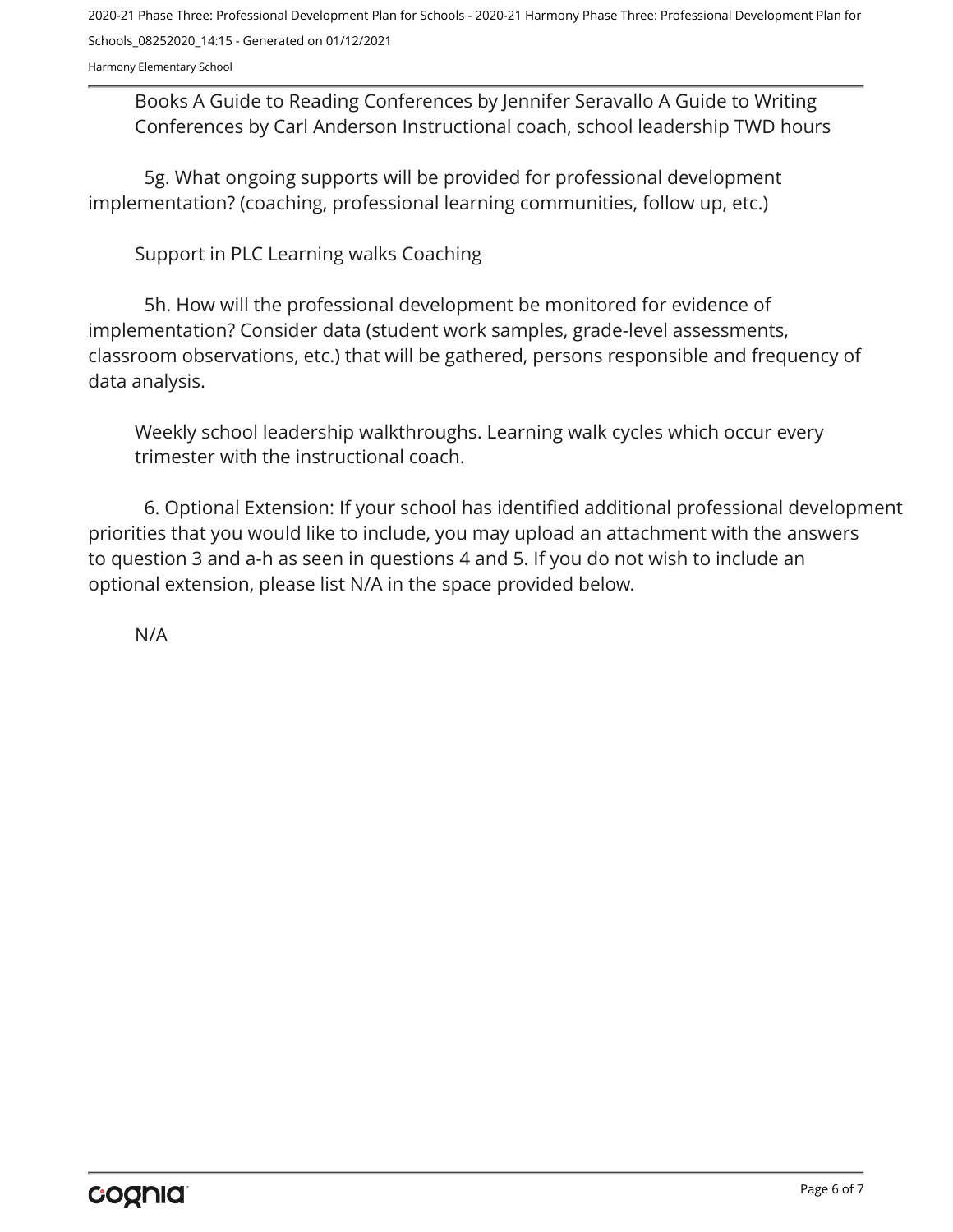Books A Guide to Reading Conferences by Jennifer Seravallo A Guide to Writing Conferences by Carl Anderson Instructional coach, school leadership TWD hours

5g. What ongoing supports will be provided for professional development implementation? (coaching, professional learning communities, follow up, etc.)

Support in PLC Learning walks Coaching

5h. How will the professional development be monitored for evidence of implementation? Consider data (student work samples, grade-level assessments, classroom observations, etc.) that will be gathered, persons responsible and frequency of data analysis.

Weekly school leadership walkthroughs. Learning walk cycles which occur every trimester with the instructional coach.

6. Optional Extension: If your school has identified additional professional development priorities that you would like to include, you may upload an attachment with the answers to question 3 and a-h as seen in questions 4 and 5. If you do not wish to include an optional extension, please list N/A in the space provided below.

N/A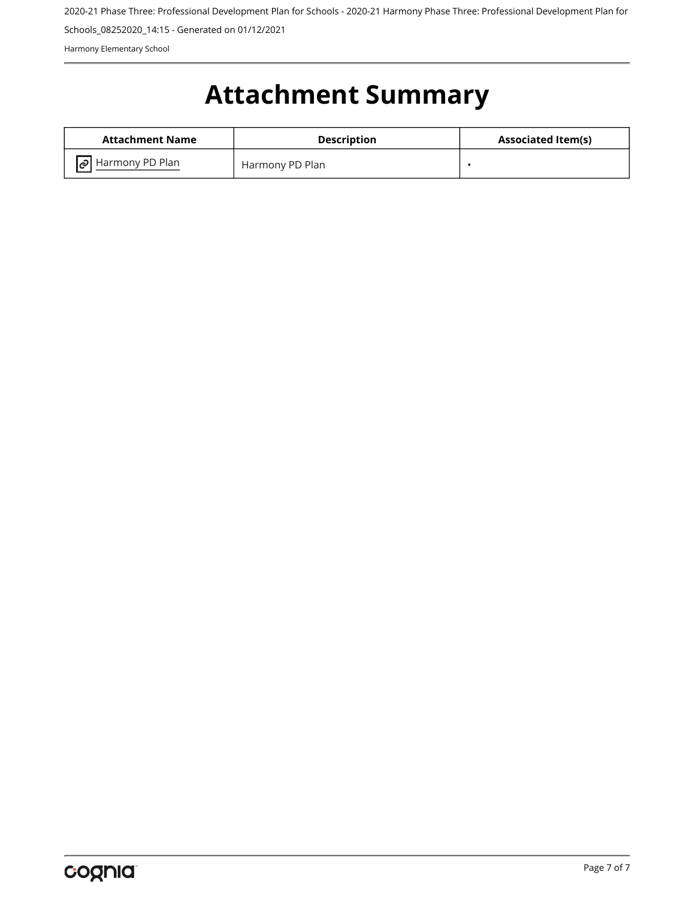# Attachment Summary

| Attachment Name | Description | Associated Item(s) |
| --- | --- | --- |
| Harmony PD Plan | Harmony PD Plan | • |